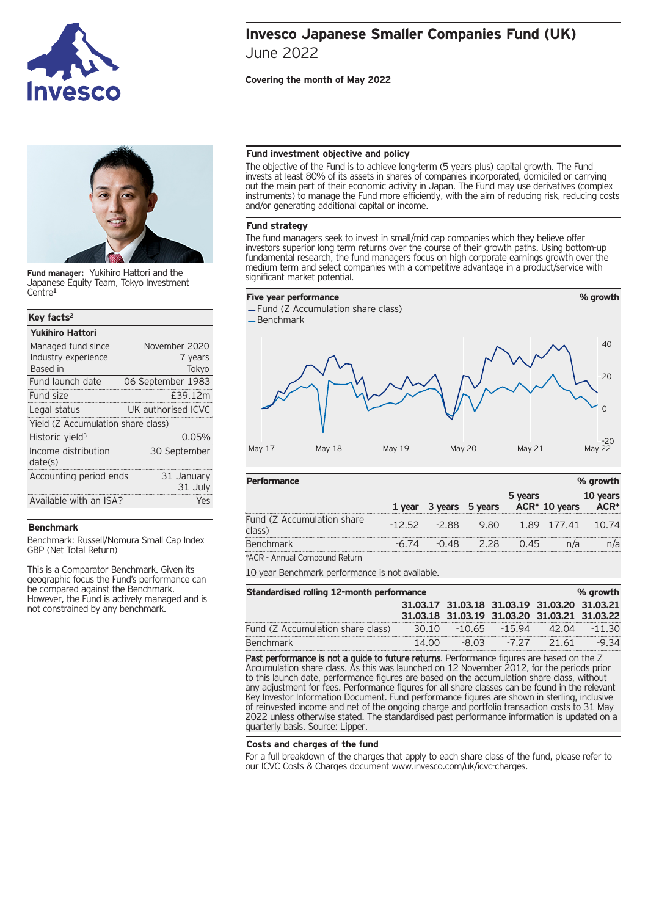# Invesco Japanese Smaller Companies Fund (UK)

June 2022

**Covering the month of May 2022**

**Fund manager:** Yukihiro Hattori and the Japanese Equity Team, Tokyo Investment Centre[1]

## Key facts[2]

| **Yukihiro Hattori** | |
|---|---|
| Managed fund since | November 2020 |
| Industry experience | 7 years |
| Based in | Tokyo |
| Fund launch date | 06 September 1983 |
| Fund size | £39.12m |
| Legal status | UK authorised ICVC |
| Yield (Z Accumulation share class) | |
| Historic yield[3] | 0.05% |
| Income distribution date(s) | 30 September |
| Accounting period ends | 31 January<br>31 July |
| Available with an ISA? | Yes |

## Benchmark

Benchmark: Russell/Nomura Small Cap Index GBP (Net Total Return)

This is a Comparator Benchmark. Given its geographic focus the Fund's performance can be compared against the Benchmark. However, the Fund is actively managed and is not constrained by any benchmark.

## Fund investment objective and policy

The objective of the Fund is to achieve long-term (5 years plus) capital growth. The Fund invests at least 80% of its assets in shares of companies incorporated, domiciled or carrying out the main part of their economic activity in Japan. The Fund may use derivatives (complex instruments) to manage the Fund more efficiently, with the aim of reducing risk, reducing costs and/or generating additional capital or income.

## Fund strategy

The fund managers seek to invest in small/mid cap companies which they believe offer investors superior long term returns over the course of their growth paths. Using bottom-up fundamental research, the fund managers focus on high corporate earnings growth over the medium term and select companies with a competitive advantage in a product/service with significant market potential.

## Five year performance

% growth

- Fund (Z Accumulation share class)
- Benchmark

## Performance

% growth

| | 1 year | 3 years | 5 years | 5 years ACR* | 10 years | 10 years ACR* |
|---|---|---|---|---|---|---|
| Fund (Z Accumulation share class) | -12.52 | -2.88 | 9.80 | 1.89 | 177.41 | 10.74 |
| Benchmark | -6.74 | -0.48 | 2.28 | 0.45 | n/a | n/a |

*ACR - Annual Compound Return

10 year Benchmark performance is not available.

## Standardised rolling 12-month performance

% growth

| | 31.03.17<br>31.03.18 | 31.03.18<br>31.03.19 | 31.03.19<br>31.03.20 | 31.03.20<br>31.03.21 | 31.03.21<br>31.03.22 |
|---|---|---|---|---|---|
| Fund (Z Accumulation share class) | 30.10 | -10.65 | -15.94 | 42.04 | -11.30 |
| Benchmark | 14.00 | -8.03 | -7.27 | 21.61 | -9.34 |

**Past performance is not a guide to future returns.** Performance figures are based on the Z Accumulation share class. As this was launched on 12 November 2012, for the periods prior to this launch date, performance figures are based on the accumulation share class, without any adjustment for fees. Performance figures for all share classes can be found in the relevant Key Investor Information Document. Fund performance figures are shown in sterling, inclusive of reinvested income and net of the ongoing charge and portfolio transaction costs to 31 May 2022 unless otherwise stated. The standardised past performance information is updated on a quarterly basis. Source: Lipper.

## Costs and charges of the fund

For a full breakdown of the charges that apply to each share class of the fund, please refer to our ICVC Costs & Charges document www.invesco.com/uk/icvc-charges.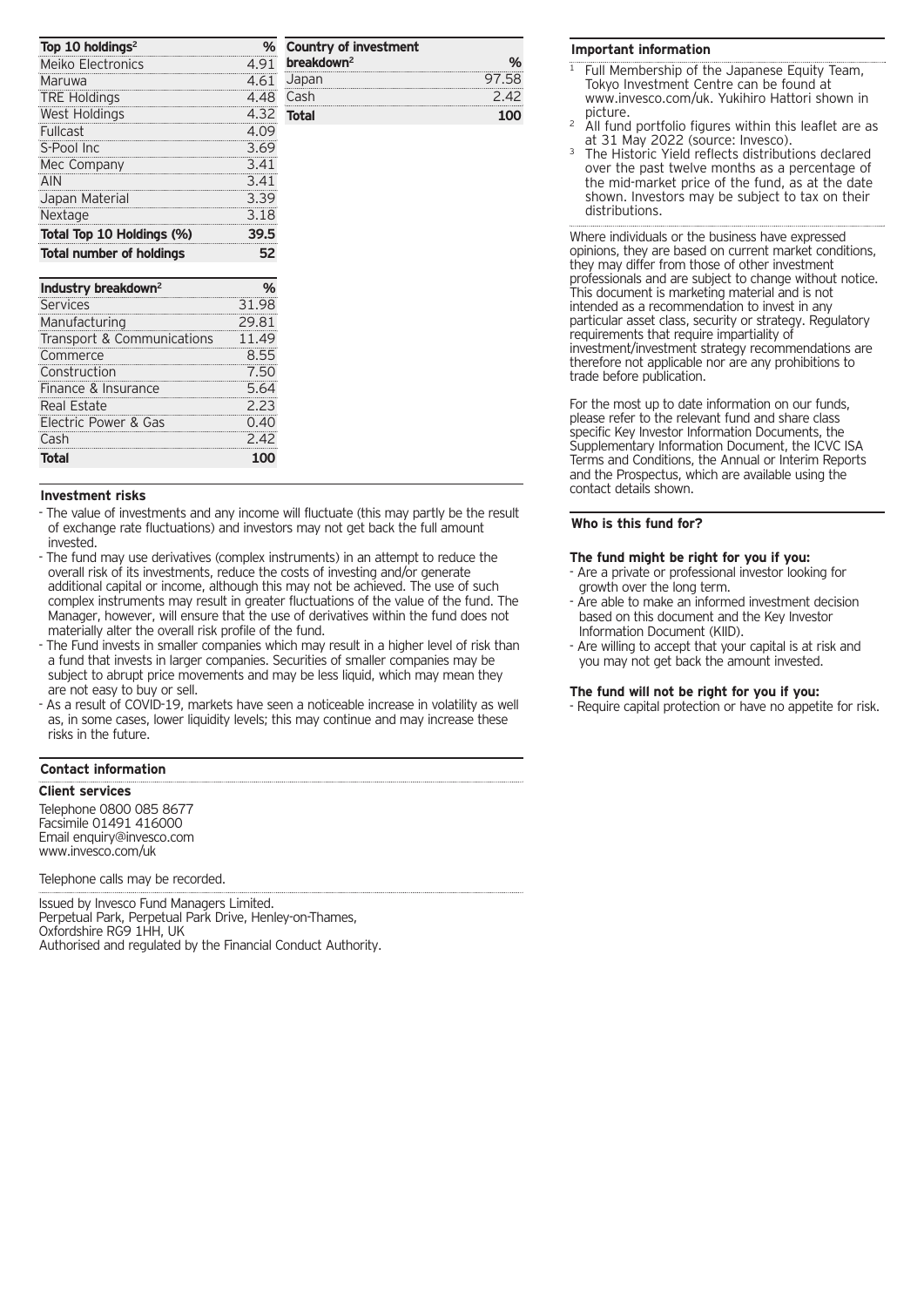| Top 10 holdings[2] | % |
|---|---|
| Meiko Electronics | 4.91 |
| Maruwa | 4.61 |
| TRE Holdings | 4.48 |
| West Holdings | 4.32 |
| Fullcast | 4.09 |
| S-Pool Inc | 3.69 |
| Mec Company | 3.41 |
| AIN | 3.41 |
| Japan Material | 3.39 |
| Nextage | 3.18 |
| **Total Top 10 Holdings (%)** | **39.5** |
| **Total number of holdings** | **52** |

| Country of investment breakdown[2] | % |
|---|---|
| Japan | 97.58 |
| Cash | 2.42 |
| **Total** | **100** |

| Industry breakdown[2] | % |
|---|---|
| Services | 31.98 |
| Manufacturing | 29.81 |
| Transport & Communications | 11.49 |
| Commerce | 8.55 |
| Construction | 7.50 |
| Finance & Insurance | 5.64 |
| Real Estate | 2.23 |
| Electric Power & Gas | 0.40 |
| Cash | 2.42 |
| **Total** | **100** |

## Investment risks

- The value of investments and any income will fluctuate (this may partly be the result of exchange rate fluctuations) and investors may not get back the full amount invested.
- The fund may use derivatives (complex instruments) in an attempt to reduce the overall risk of its investments, reduce the costs of investing and/or generate additional capital or income, although this may not be achieved. The use of such complex instruments may result in greater fluctuations of the value of the fund. The Manager, however, will ensure that the use of derivatives within the fund does not materially alter the overall risk profile of the fund.
- The Fund invests in smaller companies which may result in a higher level of risk than a fund that invests in larger companies. Securities of smaller companies may be subject to abrupt price movements and may be less liquid, which may mean they are not easy to buy or sell.
- As a result of COVID-19, markets have seen a noticeable increase in volatility as well as, in some cases, lower liquidity levels; this may continue and may increase these risks in the future.

## Contact information

**Client services**

Telephone 0800 085 8677
Facsimile 01491 416000
Email enquiry@invesco.com
www.invesco.com/uk

Telephone calls may be recorded.

Issued by Invesco Fund Managers Limited.
Perpetual Park, Perpetual Park Drive, Henley-on-Thames, Oxfordshire RG9 1HH, UK
Authorised and regulated by the Financial Conduct Authority.

## Important information

1. Full Membership of the Japanese Equity Team, Tokyo Investment Centre can be found at www.invesco.com/uk. Yukihiro Hattori shown in picture.
2. All fund portfolio figures within this leaflet are as at 31 May 2022 (source: Invesco).
3. The Historic Yield reflects distributions declared over the past twelve months as a percentage of the mid-market price of the fund, as at the date shown. Investors may be subject to tax on their distributions.

Where individuals or the business have expressed opinions, they are based on current market conditions, they may differ from those of other investment professionals and are subject to change without notice. This document is marketing material and is not intended as a recommendation to invest in any particular asset class, security or strategy. Regulatory requirements that require impartiality of investment/investment strategy recommendations are therefore not applicable nor are any prohibitions to trade before publication.

For the most up to date information on our funds, please refer to the relevant fund and share class specific Key Investor Information Documents, the Supplementary Information Document, the ICVC ISA Terms and Conditions, the Annual or Interim Reports and the Prospectus, which are available using the contact details shown.

## Who is this fund for?

**The fund might be right for you if you:**

- Are a private or professional investor looking for growth over the long term.
- Are able to make an informed investment decision based on this document and the Key Investor Information Document (KIID).
- Are willing to accept that your capital is at risk and you may not get back the amount invested.

**The fund will not be right for you if you:**

- Require capital protection or have no appetite for risk.